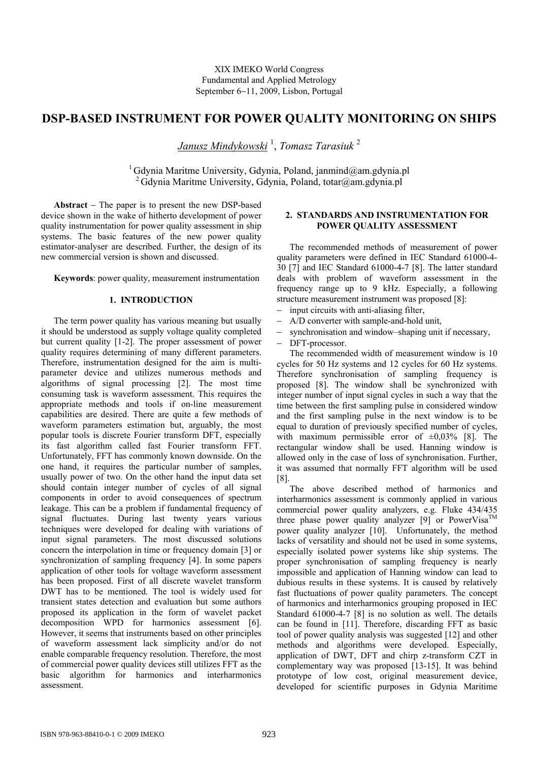XIX IMEKO World Congress
Fundamental and Applied Metrology
September 6−11, 2009, Lisbon, Portugal

# DSP-BASED INSTRUMENT FOR POWER QUALITY MONITORING ON SHIPS

*Janusz Mindykowski* [1], *Tomasz Tarasiuk* [2]

[1] Gdynia Maritme University, Gdynia, Poland, janmind@am.gdynia.pl
[2] Gdynia Maritme University, Gdynia, Poland, totar@am.gdynia.pl

**Abstract** − The paper is to present the new DSP-based device shown in the wake of hitherto development of power quality instrumentation for power quality assessment in ship systems. The basic features of the new power quality estimator-analyser are described. Further, the design of its new commercial version is shown and discussed.

**Keywords**: power quality, measurement instrumentation

## 1. INTRODUCTION

The term power quality has various meaning but usually it should be understood as supply voltage quality completed but current quality [1-2]. The proper assessment of power quality requires determining of many different parameters. Therefore, instrumentation designed for the aim is multi-parameter device and utilizes numerous methods and algorithms of signal processing [2]. The most time consuming task is waveform assessment. This requires the appropriate methods and tools if on-line measurement capabilities are desired. There are quite a few methods of waveform parameters estimation but, arguably, the most popular tools is discrete Fourier transform DFT, especially its fast algorithm called fast Fourier transform FFT. Unfortunately, FFT has commonly known downside. On the one hand, it requires the particular number of samples, usually power of two. On the other hand the input data set should contain integer number of cycles of all signal components in order to avoid consequences of spectrum leakage. This can be a problem if fundamental frequency of signal fluctuates. During last twenty years various techniques were developed for dealing with variations of input signal parameters. The most discussed solutions concern the interpolation in time or frequency domain [3] or synchronization of sampling frequency [4]. In some papers application of other tools for voltage waveform assessment has been proposed. First of all discrete wavelet transform DWT has to be mentioned. The tool is widely used for transient states detection and evaluation but some authors proposed its application in the form of wavelet packet decomposition WPD for harmonics assessment [6]. However, it seems that instruments based on other principles of waveform assessment lack simplicity and/or do not enable comparable frequency resolution. Therefore, the most of commercial power quality devices still utilizes FFT as the basic algorithm for harmonics and interharmonics assessment.

## 2. STANDARDS AND INSTRUMENTATION FOR POWER QUALITY ASSESSMENT

The recommended methods of measurement of power quality parameters were defined in IEC Standard 61000-4-30 [7] and IEC Standard 61000-4-7 [8]. The latter standard deals with problem of waveform assessment in the frequency range up to 9 kHz. Especially, a following structure measurement instrument was proposed [8]:

- input circuits with anti-aliasing filter,
- A/D converter with sample-and-hold unit,
- synchronisation and window–shaping unit if necessary,
- DFT-processor.

The recommended width of measurement window is 10 cycles for 50 Hz systems and 12 cycles for 60 Hz systems. Therefore synchronisation of sampling frequency is proposed [8]. The window shall be synchronized with integer number of input signal cycles in such a way that the time between the first sampling pulse in considered window and the first sampling pulse in the next window is to be equal to duration of previously specified number of cycles, with maximum permissible error of ±0,03% [8]. The rectangular window shall be used. Hanning window is allowed only in the case of loss of synchronisation. Further, it was assumed that normally FFT algorithm will be used [8].

The above described method of harmonics and interharmonics assessment is commonly applied in various commercial power quality analyzers, e.g. Fluke 434/435 three phase power quality analyzer [9] or PowerVisa™ power quality analyzer [10]. Unfortunately, the method lacks of versatility and should not be used in some systems, especially isolated power systems like ship systems. The proper synchronisation of sampling frequency is nearly impossible and application of Hanning window can lead to dubious results in these systems. It is caused by relatively fast fluctuations of power quality parameters. The concept of harmonics and interharmonics grouping proposed in IEC Standard 61000-4-7 [8] is no solution as well. The details can be found in [11]. Therefore, discarding FFT as basic tool of power quality analysis was suggested [12] and other methods and algorithms were developed. Especially, application of DWT, DFT and chirp z-transform CZT in complementary way was proposed [13-15]. It was behind prototype of low cost, original measurement device, developed for scientific purposes in Gdynia Maritime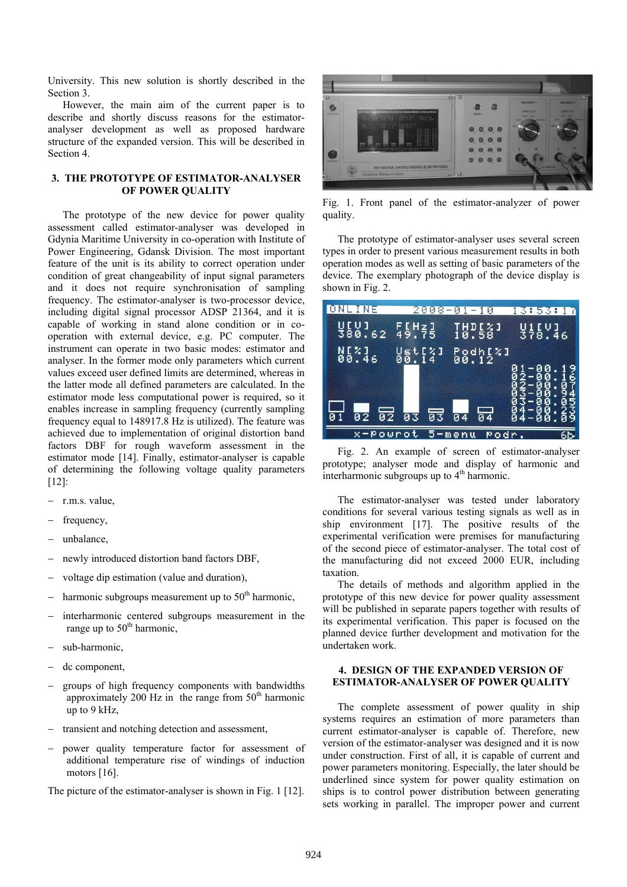University. This new solution is shortly described in the Section 3.

However, the main aim of the current paper is to describe and shortly discuss reasons for the estimator-analyser development as well as proposed hardware structure of the expanded version. This will be described in Section 4.

## 3. THE PROTOTYPE OF ESTIMATOR-ANALYSER OF POWER QUALITY

The prototype of the new device for power quality assessment called estimator-analyser was developed in Gdynia Maritime University in co-operation with Institute of Power Engineering, Gdansk Division. The most important feature of the unit is its ability to correct operation under condition of great changeability of input signal parameters and it does not require synchronisation of sampling frequency. The estimator-analyser is two-processor device, including digital signal processor ADSP 21364, and it is capable of working in stand alone condition or in co-operation with external device, e.g. PC computer. The instrument can operate in two basic modes: estimator and analyser. In the former mode only parameters which current values exceed user defined limits are determined, whereas in the latter mode all defined parameters are calculated. In the estimator mode less computational power is required, so it enables increase in sampling frequency (currently sampling frequency equal to 148917.8 Hz is utilized). The feature was achieved due to implementation of original distortion band factors DBF for rough waveform assessment in the estimator mode [14]. Finally, estimator-analyser is capable of determining the following voltage quality parameters [12]:

- r.m.s. value,
- frequency,
- unbalance,
- newly introduced distortion band factors DBF,
- voltage dip estimation (value and duration),
- harmonic subgroups measurement up to $50^{th}$ harmonic,
- interharmonic centered subgroups measurement in the range up to $50^{th}$ harmonic,
- sub-harmonic,
- dc component,
- groups of high frequency components with bandwidths approximately 200 Hz in the range from $50^{th}$ harmonic up to 9 kHz,
- transient and notching detection and assessment,
- power quality temperature factor for assessment of additional temperature rise of windings of induction motors [16].

The picture of the estimator-analyser is shown in Fig. 1 [12].

Fig. 1. Front panel of the estimator-analyzer of power quality.

The prototype of estimator-analyser uses several screen types in order to present various measurement results in both operation modes as well as setting of basic parameters of the device. The exemplary photograph of the device display is shown in Fig. 2.

Fig. 2. An example of screen of estimator-analyser prototype; analyser mode and display of harmonic and interharmonic subgroups up to $4^{th}$ harmonic.

The estimator-analyser was tested under laboratory conditions for several various testing signals as well as in ship environment [17]. The positive results of the experimental verification were premises for manufacturing of the second piece of estimator-analyser. The total cost of the manufacturing did not exceed 2000 EUR, including taxation.

The details of methods and algorithm applied in the prototype of this new device for power quality assessment will be published in separate papers together with results of its experimental verification. This paper is focused on the planned device further development and motivation for the undertaken work.

## 4. DESIGN OF THE EXPANDED VERSION OF ESTIMATOR-ANALYSER OF POWER QUALITY

The complete assessment of power quality in ship systems requires an estimation of more parameters than current estimator-analyser is capable of. Therefore, new version of the estimator-analyser was designed and it is now under construction. First of all, it is capable of current and power parameters monitoring. Especially, the later should be underlined since system for power quality estimation on ships is to control power distribution between generating sets working in parallel. The improper power and current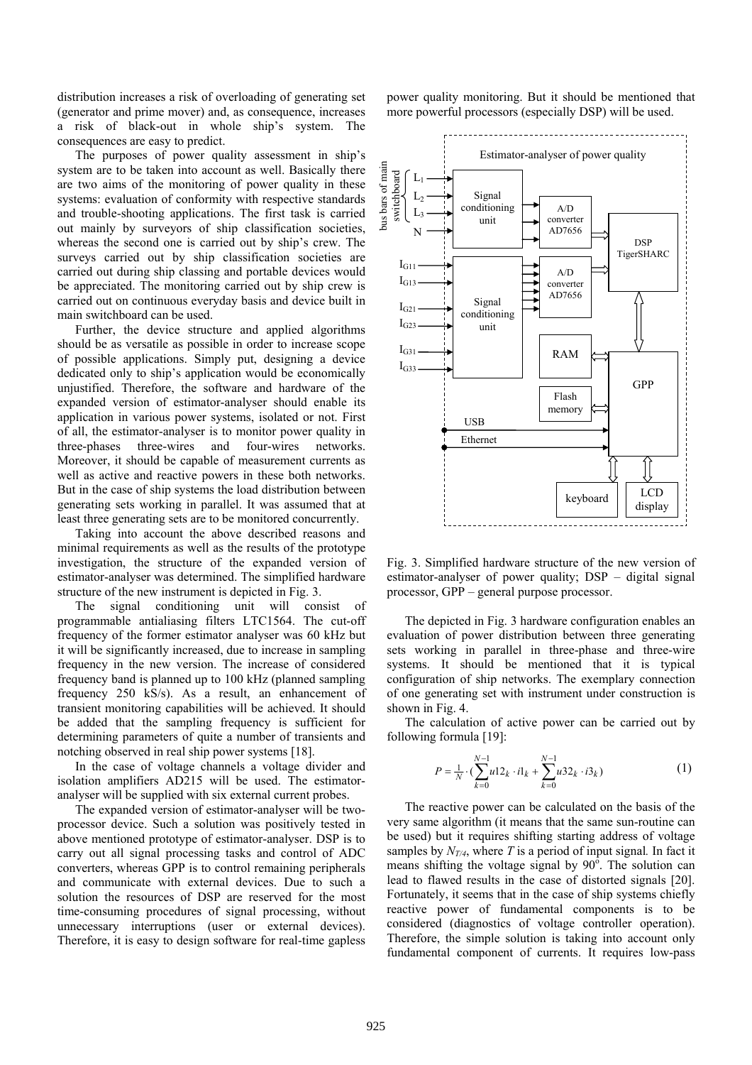distribution increases a risk of overloading of generating set (generator and prime mover) and, as consequence, increases a risk of black-out in whole ship's system. The consequences are easy to predict.

The purposes of power quality assessment in ship's system are to be taken into account as well. Basically there are two aims of the monitoring of power quality in these systems: evaluation of conformity with respective standards and trouble-shooting applications. The first task is carried out mainly by surveyors of ship classification societies, whereas the second one is carried out by ship's crew. The surveys carried out by ship classification societies are carried out during ship classing and portable devices would be appreciated. The monitoring carried out by ship crew is carried out on continuous everyday basis and device built in main switchboard can be used.

Further, the device structure and applied algorithms should be as versatile as possible in order to increase scope of possible applications. Simply put, designing a device dedicated only to ship's application would be economically unjustified. Therefore, the software and hardware of the expanded version of estimator-analyser should enable its application in various power systems, isolated or not. First of all, the estimator-analyser is to monitor power quality in three-phases three-wires and four-wires networks. Moreover, it should be capable of measurement currents as well as active and reactive powers in these both networks. But in the case of ship systems the load distribution between generating sets working in parallel. It was assumed that at least three generating sets are to be monitored concurrently.

Taking into account the above described reasons and minimal requirements as well as the results of the prototype investigation, the structure of the expanded version of estimator-analyser was determined. The simplified hardware structure of the new instrument is depicted in Fig. 3.

The signal conditioning unit will consist of programmable antialiasing filters LTC1564. The cut-off frequency of the former estimator analyser was 60 kHz but it will be significantly increased, due to increase in sampling frequency in the new version. The increase of considered frequency band is planned up to 100 kHz (planned sampling frequency 250 kS/s). As a result, an enhancement of transient monitoring capabilities will be achieved. It should be added that the sampling frequency is sufficient for determining parameters of quite a number of transients and notching observed in real ship power systems [18].

In the case of voltage channels a voltage divider and isolation amplifiers AD215 will be used. The estimator-analyser will be supplied with six external current probes.

The expanded version of estimator-analyser will be two-processor device. Such a solution was positively tested in above mentioned prototype of estimator-analyser. DSP is to carry out all signal processing tasks and control of ADC converters, whereas GPP is to control remaining peripherals and communicate with external devices. Due to such a solution the resources of DSP are reserved for the most time-consuming procedures of signal processing, without unnecessary interruptions (user or external devices). Therefore, it is easy to design software for real-time gapless power quality monitoring. But it should be mentioned that more powerful processors (especially DSP) will be used.

Fig. 3. Simplified hardware structure of the new version of estimator-analyser of power quality; DSP – digital signal processor, GPP – general purpose processor.

The depicted in Fig. 3 hardware configuration enables an evaluation of power distribution between three generating sets working in parallel in three-phase and three-wire systems. It should be mentioned that it is typical configuration of ship networks. The exemplary connection of one generating set with instrument under construction is shown in Fig. 4.

The calculation of active power can be carried out by following formula [19]:

$$P = \frac{1}{N} \cdot \left( \sum_{k=0}^{N-1} u12_k \cdot i1_k + \sum_{k=0}^{N-1} u32_k \cdot i3_k \right) \tag{1}$$

The reactive power can be calculated on the basis of the very same algorithm (it means that the same sun-routine can be used) but it requires shifting starting address of voltage samples by $N_{T/4}$, where $T$ is a period of input signal. In fact it means shifting the voltage signal by $90^{o}$. The solution can lead to flawed results in the case of distorted signals [20]. Fortunately, it seems that in the case of ship systems chiefly reactive power of fundamental components is to be considered (diagnostics of voltage controller operation). Therefore, the simple solution is taking into account only fundamental component of currents. It requires low-pass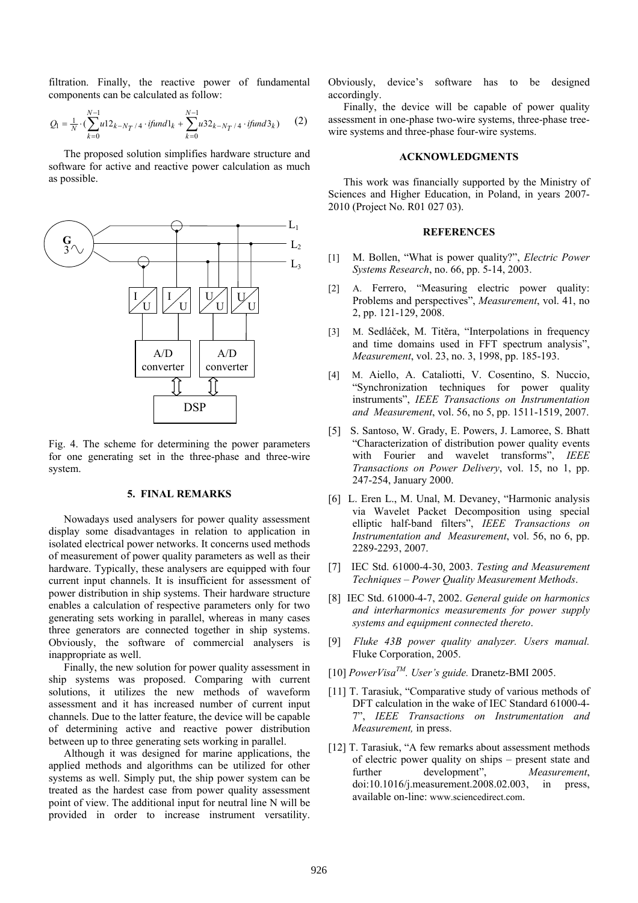filtration. Finally, the reactive power of fundamental components can be calculated as follow:

$$Q_1 = \frac{1}{N} \cdot \left( \sum_{k=0}^{N-1} u12_{k-N_T/4} \cdot ifund1_k + \sum_{k=0}^{N-1} u32_{k-N_T/4} \cdot ifund3_k \right) \quad (2)$$

The proposed solution simplifies hardware structure and software for active and reactive power calculation as much as possible.

Fig. 4. The scheme for determining the power parameters for one generating set in the three-phase and three-wire system.

## 5. FINAL REMARKS

Nowadays used analysers for power quality assessment display some disadvantages in relation to application in isolated electrical power networks. It concerns used methods of measurement of power quality parameters as well as their hardware. Typically, these analysers are equipped with four current input channels. It is insufficient for assessment of power distribution in ship systems. Their hardware structure enables a calculation of respective parameters only for two generating sets working in parallel, whereas in many cases three generators are connected together in ship systems. Obviously, the software of commercial analysers is inappropriate as well.

Finally, the new solution for power quality assessment in ship systems was proposed. Comparing with current solutions, it utilizes the new methods of waveform assessment and it has increased number of current input channels. Due to the latter feature, the device will be capable of determining active and reactive power distribution between up to three generating sets working in parallel.

Although it was designed for marine applications, the applied methods and algorithms can be utilized for other systems as well. Simply put, the ship power system can be treated as the hardest case from power quality assessment point of view. The additional input for neutral line N will be provided in order to increase instrument versatility. Obviously, device's software has to be designed accordingly.

Finally, the device will be capable of power quality assessment in one-phase two-wire systems, three-phase tree-wire systems and three-phase four-wire systems.

## ACKNOWLEDGMENTS

This work was financially supported by the Ministry of Sciences and Higher Education, in Poland, in years 2007-2010 (Project No. R01 027 03).

## REFERENCES

[1] M. Bollen, "What is power quality?", *Electric Power Systems Research*, no. 66, pp. 5-14, 2003.

[2] A. Ferrero, "Measuring electric power quality: Problems and perspectives", *Measurement*, vol. 41, no 2, pp. 121-129, 2008.

[3] M. Sedláček, M. Titěra, "Interpolations in frequency and time domains used in FFT spectrum analysis", *Measurement*, vol. 23, no. 3, 1998, pp. 185-193.

[4] M. Aiello, A. Cataliotti, V. Cosentino, S. Nuccio, "Synchronization techniques for power quality instruments", *IEEE Transactions on Instrumentation and Measurement*, vol. 56, no 5, pp. 1511-1519, 2007.

[5] S. Santoso, W. Grady, E. Powers, J. Lamoree, S. Bhatt "Characterization of distribution power quality events with Fourier and wavelet transforms", *IEEE Transactions on Power Delivery*, vol. 15, no 1, pp. 247-254, January 2000.

[6] L. Eren L., M. Unal, M. Devaney, "Harmonic analysis via Wavelet Packet Decomposition using special elliptic half-band filters", *IEEE Transactions on Instrumentation and Measurement*, vol. 56, no 6, pp. 2289-2293, 2007.

[7] IEC Std. 61000-4-30, 2003. *Testing and Measurement Techniques – Power Quality Measurement Methods*.

[8] IEC Std. 61000-4-7, 2002. *General guide on harmonics and interharmonics measurements for power supply systems and equipment connected thereto*.

[9] *Fluke 43B power quality analyzer. Users manual.* Fluke Corporation, 2005.

[10] *PowerVisa™. User's guide.* Dranetz-BMI 2005.

[11] T. Tarasiuk, "Comparative study of various methods of DFT calculation in the wake of IEC Standard 61000-4-7", *IEEE Transactions on Instrumentation and Measurement,* in press.

[12] T. Tarasiuk, "A few remarks about assessment methods of electric power quality on ships – present state and further development", *Measurement*, doi:10.1016/j.measurement.2008.02.003, in press, available on-line: www.sciencedirect.com.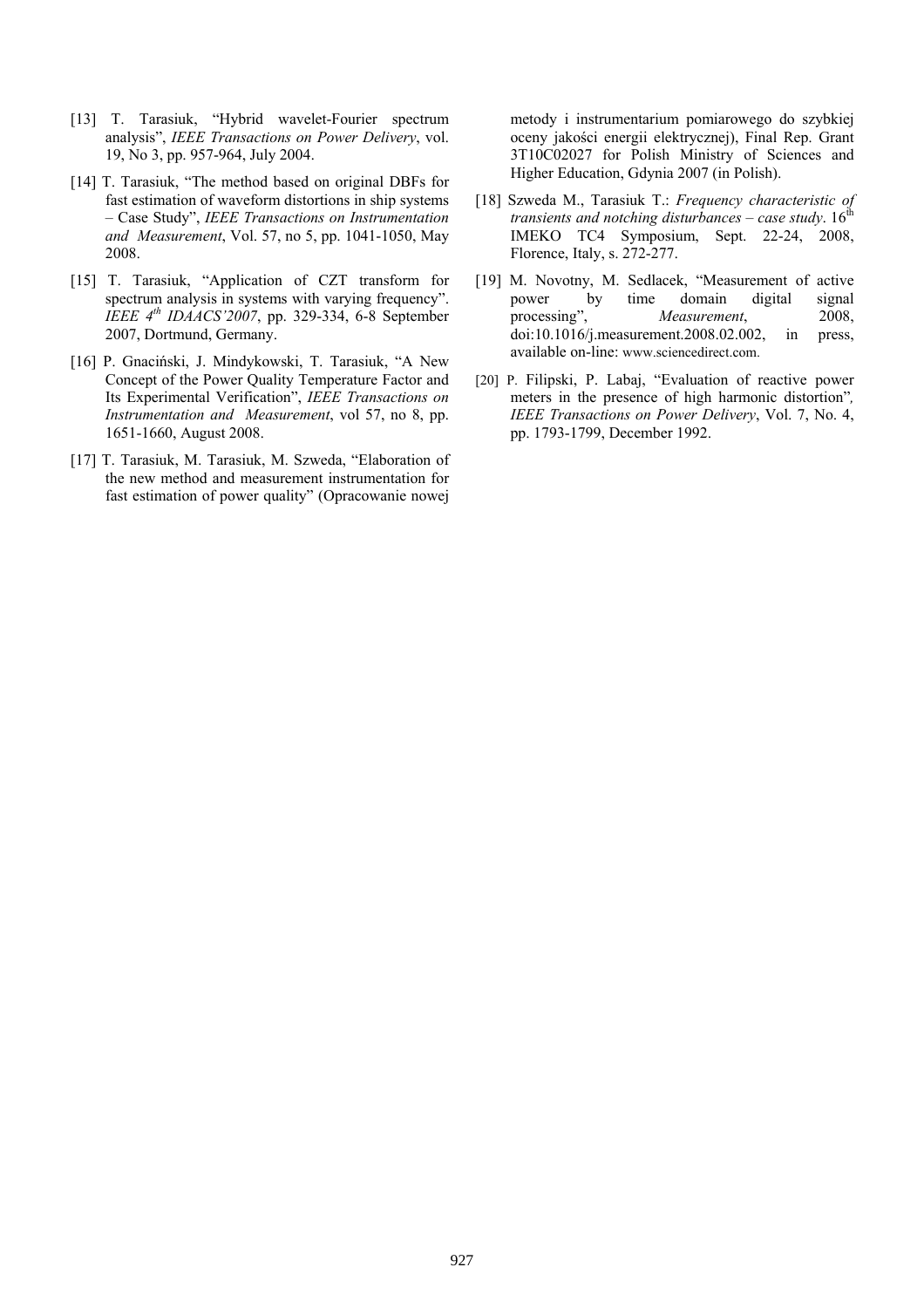[13] T. Tarasiuk, "Hybrid wavelet-Fourier spectrum analysis", *IEEE Transactions on Power Delivery*, vol. 19, No 3, pp. 957-964, July 2004.

[14] T. Tarasiuk, "The method based on original DBFs for fast estimation of waveform distortions in ship systems – Case Study", *IEEE Transactions on Instrumentation and Measurement*, Vol. 57, no 5, pp. 1041-1050, May 2008.

[15] T. Tarasiuk, "Application of CZT transform for spectrum analysis in systems with varying frequency". *IEEE 4th IDAACS'2007*, pp. 329-334, 6-8 September 2007, Dortmund, Germany.

[16] P. Gnaciński, J. Mindykowski, T. Tarasiuk, "A New Concept of the Power Quality Temperature Factor and Its Experimental Verification", *IEEE Transactions on Instrumentation and Measurement*, vol 57, no 8, pp. 1651-1660, August 2008.

[17] T. Tarasiuk, M. Tarasiuk, M. Szweda, "Elaboration of the new method and measurement instrumentation for fast estimation of power quality" (Opracowanie nowej metody i instrumentarium pomiarowego do szybkiej oceny jakości energii elektrycznej), Final Rep. Grant 3T10C02027 for Polish Ministry of Sciences and Higher Education, Gdynia 2007 (in Polish).

[18] Szweda M., Tarasiuk T.: *Frequency characteristic of transients and notching disturbances – case study*. 16th IMEKO TC4 Symposium, Sept. 22-24, 2008, Florence, Italy, s. 272-277.

[19] M. Novotny, M. Sedlacek, "Measurement of active power by time domain digital signal processing", *Measurement*, 2008, doi:10.1016/j.measurement.2008.02.002, in press, available on-line: www.sciencedirect.com.

[20] P. Filipski, P. Labaj, "Evaluation of reactive power meters in the presence of high harmonic distortion", *IEEE Transactions on Power Delivery*, Vol. 7, No. 4, pp. 1793-1799, December 1992.